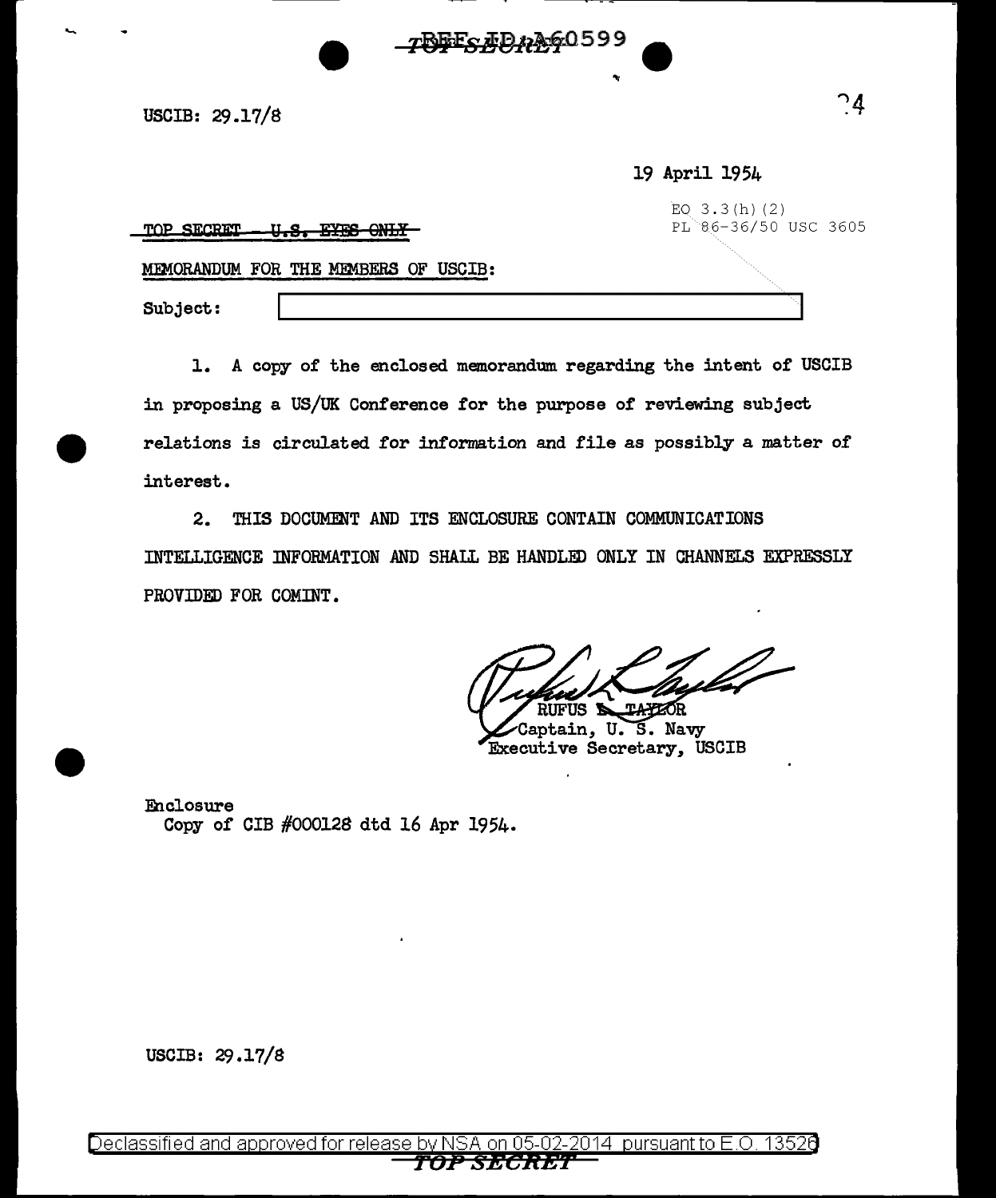REF ID:A60599

TOP SECRET

USCIB: 29.17/8

19 April 1954

EO 3.3(h)(2)
PL 86-36/50 USC 3605

~~TOP SECRET - U.S. EYES ONLY~~

MEMORANDUM FOR THE MEMBERS OF USCIB:

Subject: [redacted]

1. A copy of the enclosed memorandum regarding the intent of USCIB in proposing a US/UK Conference for the purpose of reviewing subject relations is circulated for information and file as possibly a matter of interest.

2. THIS DOCUMENT AND ITS ENCLOSURE CONTAIN COMMUNICATIONS INTELLIGENCE INFORMATION AND SHALL BE HANDLED ONLY IN CHANNELS EXPRESSLY PROVIDED FOR COMINT.

RUFUS L. TAYLOR
Captain, U. S. Navy
Executive Secretary, USCIB

Enclosure
Copy of CIB #000128 dtd 16 Apr 1954.

USCIB: 29.17/8

Declassified and approved for release by NSA on 05-02-2014 pursuant to E.O. 13526

TOP SECRET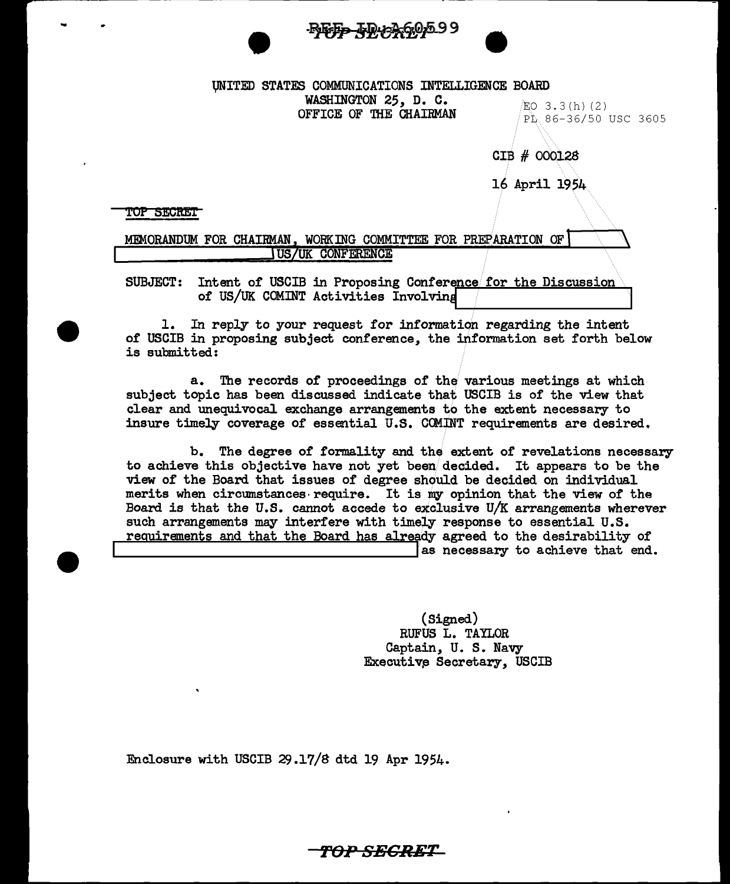UNITED STATES COMMUNICATIONS INTELLIGENCE BOARD
WASHINGTON 25, D. C.
OFFICE OF THE CHAIRMAN

EO 3.3(h)(2)
PL 86-36/50 USC 3605

CIB # 000128

16 April 1954

TOP SECRET

MEMORANDUM FOR CHAIRMAN, WORKING COMMITTEE FOR PREPARATION OF [ ] US/UK CONFERENCE

SUBJECT: Intent of USCIB in Proposing Conference for the Discussion of US/UK COMINT Activities Involving [ ]

1. In reply to your request for information regarding the intent of USCIB in proposing subject conference, the information set forth below is submitted:

a. The records of proceedings of the various meetings at which subject topic has been discussed indicate that USCIB is of the view that clear and unequivocal exchange arrangements to the extent necessary to insure timely coverage of essential U.S. COMINT requirements are desired.

b. The degree of formality and the extent of revelations necessary to achieve this objective have not yet been decided. It appears to be the view of the Board that issues of degree should be decided on individual merits when circumstances require. It is my opinion that the view of the Board is that the U.S. cannot accede to exclusive U/K arrangements wherever such arrangements may interfere with timely response to essential U.S. requirements and that the Board has already agreed to the desirability of [ ] as necessary to achieve that end.

(Signed)
RUFUS L. TAYLOR
Captain, U. S. Navy
Executive Secretary, USCIB

Enclosure with USCIB 29.17/8 dtd 19 Apr 1954.

TOP SECRET